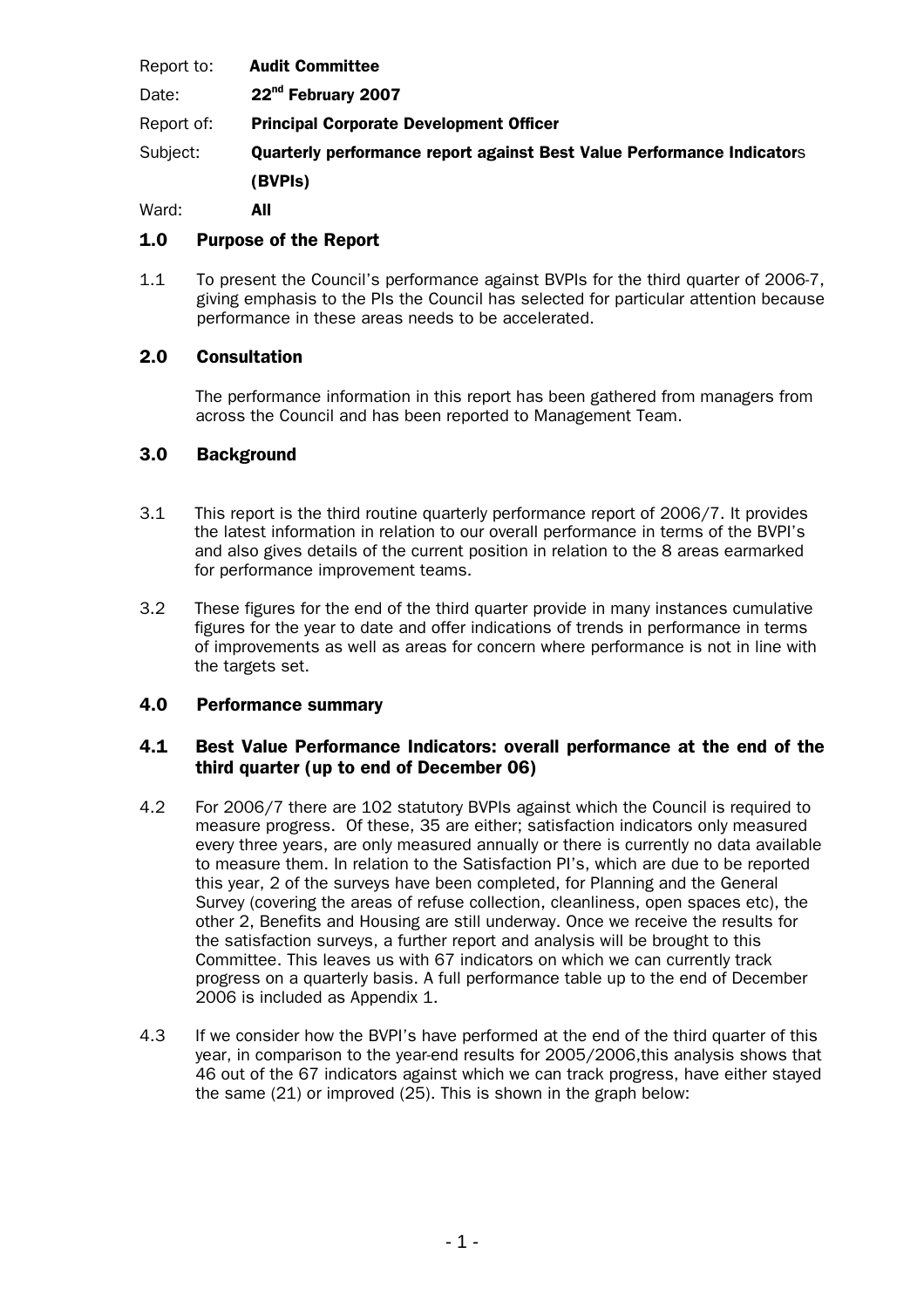Report to: **Audit Committee**

Date: **22nd February 2007**

Report of: **Principal Corporate Development Officer**

Subject: **Quarterly performance report against Best Value Performance Indicators (BVPIs)**

Ward: **All**

## 1.0 Purpose of the Report

1.1 To present the Council's performance against BVPIs for the third quarter of 2006-7, giving emphasis to the PIs the Council has selected for particular attention because performance in these areas needs to be accelerated.

## 2.0 Consultation

The performance information in this report has been gathered from managers from across the Council and has been reported to Management Team.

## 3.0 Background

3.1 This report is the third routine quarterly performance report of 2006/7. It provides the latest information in relation to our overall performance in terms of the BVPI's and also gives details of the current position in relation to the 8 areas earmarked for performance improvement teams.

3.2 These figures for the end of the third quarter provide in many instances cumulative figures for the year to date and offer indications of trends in performance in terms of improvements as well as areas for concern where performance is not in line with the targets set.

## 4.0 Performance summary

### 4.1 Best Value Performance Indicators: overall performance at the end of the third quarter (up to end of December 06)

4.2 For 2006/7 there are 102 statutory BVPIs against which the Council is required to measure progress. Of these, 35 are either; satisfaction indicators only measured every three years, are only measured annually or there is currently no data available to measure them. In relation to the Satisfaction PI's, which are due to be reported this year, 2 of the surveys have been completed, for Planning and the General Survey (covering the areas of refuse collection, cleanliness, open spaces etc), the other 2, Benefits and Housing are still underway. Once we receive the results for the satisfaction surveys, a further report and analysis will be brought to this Committee. This leaves us with 67 indicators on which we can currently track progress on a quarterly basis. A full performance table up to the end of December 2006 is included as Appendix 1.

4.3 If we consider how the BVPI's have performed at the end of the third quarter of this year, in comparison to the year-end results for 2005/2006,this analysis shows that 46 out of the 67 indicators against which we can track progress, have either stayed the same (21) or improved (25). This is shown in the graph below: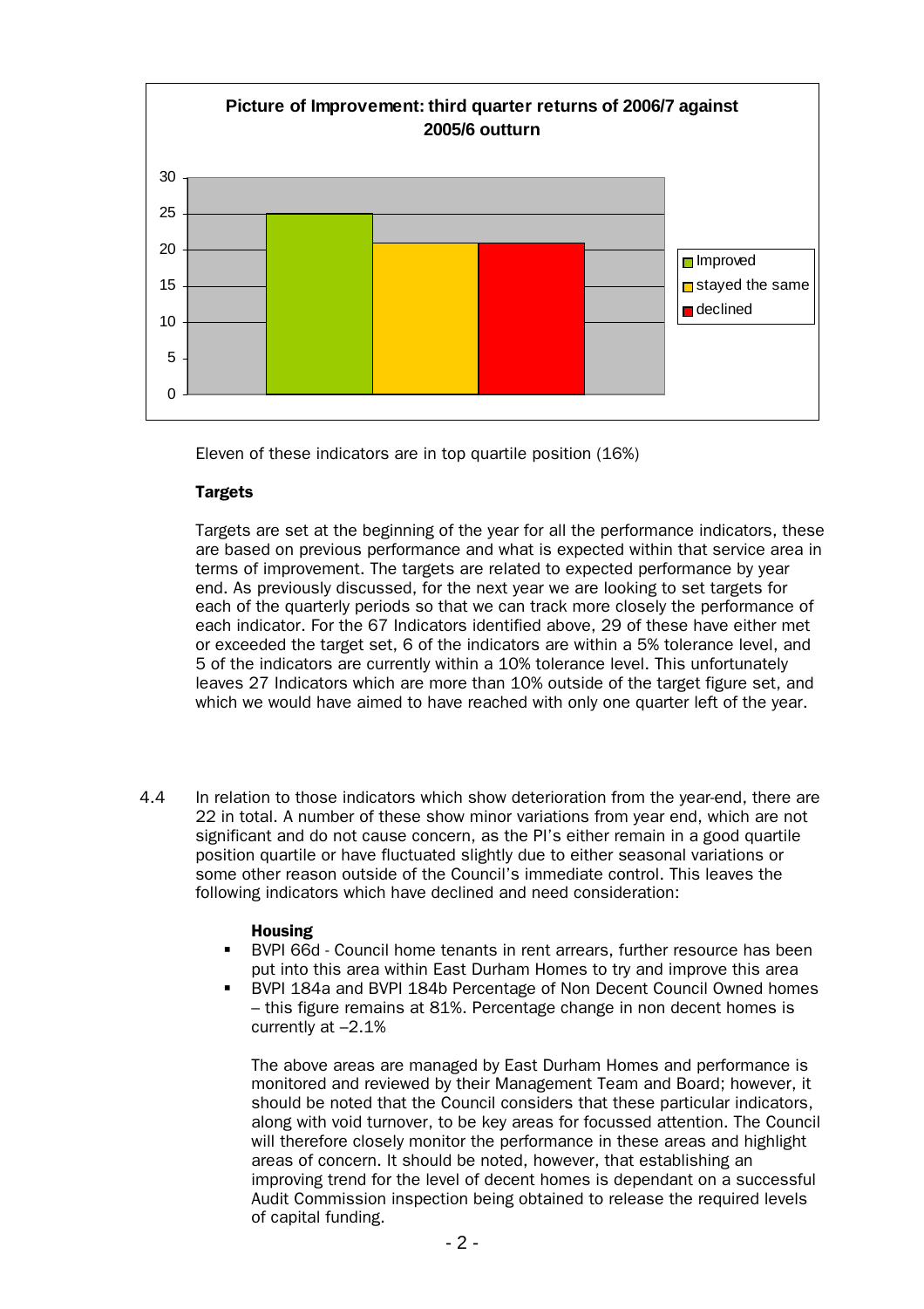**Picture of Improvement: third quarter returns of 2006/7 against 2005/6 outturn**

| Category | Value |
|---|---|
| Improved | 25 |
| stayed the same | 21 |
| declined | 21 |

Eleven of these indicators are in top quartile position (16%)

**Targets**

Targets are set at the beginning of the year for all the performance indicators, these are based on previous performance and what is expected within that service area in terms of improvement. The targets are related to expected performance by year end. As previously discussed, for the next year we are looking to set targets for each of the quarterly periods so that we can track more closely the performance of each indicator. For the 67 Indicators identified above, 29 of these have either met or exceeded the target set, 6 of the indicators are within a 5% tolerance level, and 5 of the indicators are currently within a 10% tolerance level. This unfortunately leaves 27 Indicators which are more than 10% outside of the target figure set, and which we would have aimed to have reached with only one quarter left of the year.

4.4 In relation to those indicators which show deterioration from the year-end, there are 22 in total. A number of these show minor variations from year end, which are not significant and do not cause concern, as the PI's either remain in a good quartile position quartile or have fluctuated slightly due to either seasonal variations or some other reason outside of the Council's immediate control. This leaves the following indicators which have declined and need consideration:

**Housing**

- BVPI 66d - Council home tenants in rent arrears, further resource has been put into this area within East Durham Homes to try and improve this area
- BVPI 184a and BVPI 184b Percentage of Non Decent Council Owned homes – this figure remains at 81%. Percentage change in non decent homes is currently at –2.1%

The above areas are managed by East Durham Homes and performance is monitored and reviewed by their Management Team and Board; however, it should be noted that the Council considers that these particular indicators, along with void turnover, to be key areas for focussed attention. The Council will therefore closely monitor the performance in these areas and highlight areas of concern. It should be noted, however, that establishing an improving trend for the level of decent homes is dependant on a successful Audit Commission inspection being obtained to release the required levels of capital funding.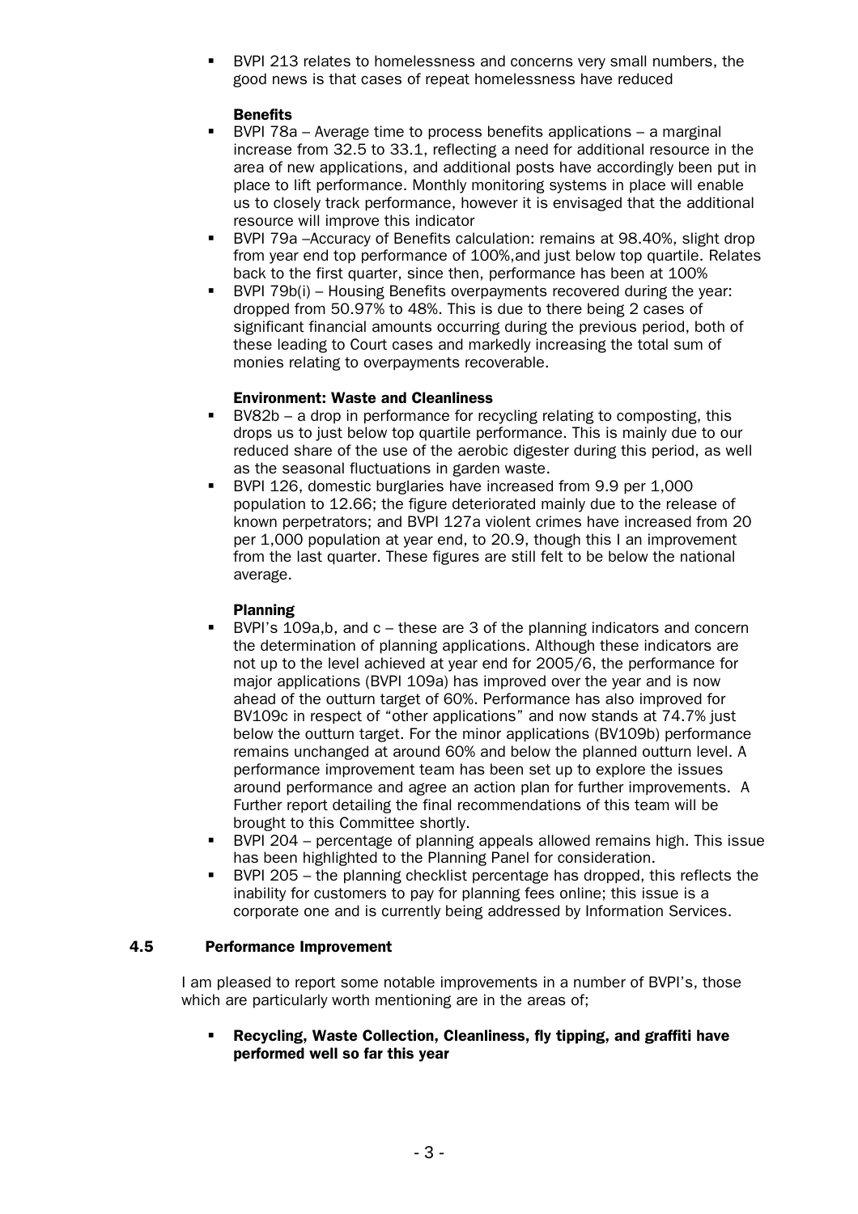- BVPI 213 relates to homelessness and concerns very small numbers, the good news is that cases of repeat homelessness have reduced

**Benefits**

- BVPI 78a – Average time to process benefits applications – a marginal increase from 32.5 to 33.1, reflecting a need for additional resource in the area of new applications, and additional posts have accordingly been put in place to lift performance. Monthly monitoring systems in place will enable us to closely track performance, however it is envisaged that the additional resource will improve this indicator
- BVPI 79a –Accuracy of Benefits calculation: remains at 98.40%, slight drop from year end top performance of 100%,and just below top quartile. Relates back to the first quarter, since then, performance has been at 100%
- BVPI 79b(i) – Housing Benefits overpayments recovered during the year: dropped from 50.97% to 48%. This is due to there being 2 cases of significant financial amounts occurring during the previous period, both of these leading to Court cases and markedly increasing the total sum of monies relating to overpayments recoverable.

**Environment: Waste and Cleanliness**

- BV82b – a drop in performance for recycling relating to composting, this drops us to just below top quartile performance. This is mainly due to our reduced share of the use of the aerobic digester during this period, as well as the seasonal fluctuations in garden waste.
- BVPI 126, domestic burglaries have increased from 9.9 per 1,000 population to 12.66; the figure deteriorated mainly due to the release of known perpetrators; and BVPI 127a violent crimes have increased from 20 per 1,000 population at year end, to 20.9, though this I an improvement from the last quarter. These figures are still felt to be below the national average.

**Planning**

- BVPI's 109a,b, and c – these are 3 of the planning indicators and concern the determination of planning applications. Although these indicators are not up to the level achieved at year end for 2005/6, the performance for major applications (BVPI 109a) has improved over the year and is now ahead of the outturn target of 60%. Performance has also improved for BV109c in respect of "other applications" and now stands at 74.7% just below the outturn target. For the minor applications (BV109b) performance remains unchanged at around 60% and below the planned outturn level. A performance improvement team has been set up to explore the issues around performance and agree an action plan for further improvements. A Further report detailing the final recommendations of this team will be brought to this Committee shortly.
- BVPI 204 – percentage of planning appeals allowed remains high. This issue has been highlighted to the Planning Panel for consideration.
- BVPI 205 – the planning checklist percentage has dropped, this reflects the inability for customers to pay for planning fees online; this issue is a corporate one and is currently being addressed by Information Services.

### 4.5 Performance Improvement

I am pleased to report some notable improvements in a number of BVPI's, those which are particularly worth mentioning are in the areas of;

- **Recycling, Waste Collection, Cleanliness, fly tipping, and graffiti have performed well so far this year**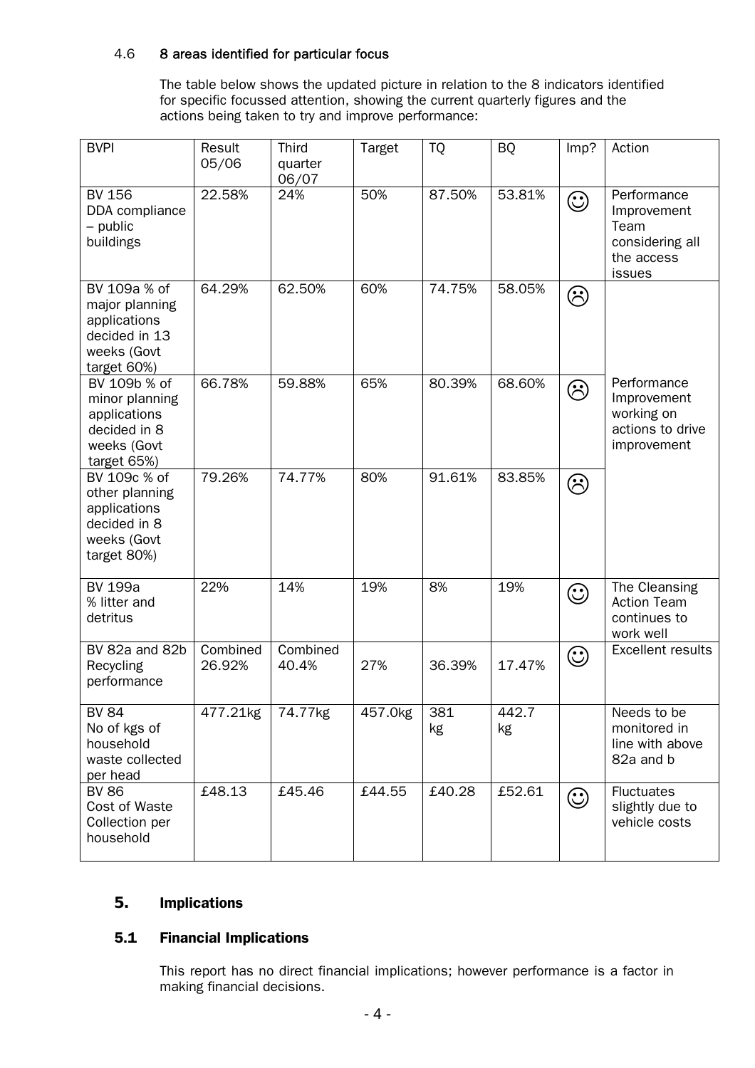4.6 **8 areas identified for particular focus**

The table below shows the updated picture in relation to the 8 indicators identified for specific focussed attention, showing the current quarterly figures and the actions being taken to try and improve performance:

| BVPI | Result 05/06 | Third quarter 06/07 | Target | TQ | BQ | Imp? | Action |
|---|---|---|---|---|---|---|---|
| BV 156 DDA compliance – public buildings | 22.58% | 24% | 50% | 87.50% | 53.81% | ☺ | Performance Improvement Team considering all the access issues |
| BV 109a % of major planning applications decided in 13 weeks (Govt target 60%) | 64.29% | 62.50% | 60% | 74.75% | 58.05% | ☹ | Performance Improvement working on actions to drive improvement |
| BV 109b % of minor planning applications decided in 8 weeks (Govt target 65%) | 66.78% | 59.88% | 65% | 80.39% | 68.60% | ☹ | |
| BV 109c % of other planning applications decided in 8 weeks (Govt target 80%) | 79.26% | 74.77% | 80% | 91.61% | 83.85% | ☹ | |
| BV 199a % litter and detritus | 22% | 14% | 19% | 8% | 19% | ☺ | The Cleansing Action Team continues to work well |
| BV 82a and 82b Recycling performance | Combined 26.92% | Combined 40.4% | 27% | 36.39% | 17.47% | ☺ | Excellent results |
| BV 84 No of kgs of household waste collected per head | 477.21kg | 74.77kg | 457.0kg | 381 kg | 442.7 kg | | Needs to be monitored in line with above 82a and b |
| BV 86 Cost of Waste Collection per household | £48.13 | £45.46 | £44.55 | £40.28 | £52.61 | ☺ | Fluctuates slightly due to vehicle costs |

## 5. Implications

### 5.1 Financial Implications

This report has no direct financial implications; however performance is a factor in making financial decisions.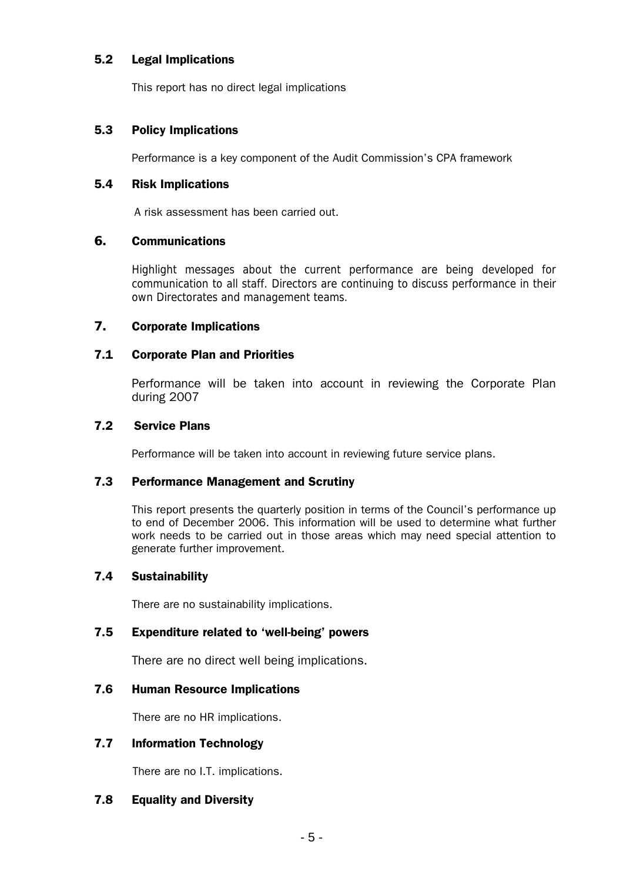### 5.2 Legal Implications

This report has no direct legal implications

### 5.3 Policy Implications

Performance is a key component of the Audit Commission's CPA framework

### 5.4 Risk Implications

A risk assessment has been carried out.

## 6. Communications

Highlight messages about the current performance are being developed for communication to all staff. Directors are continuing to discuss performance in their own Directorates and management teams.

## 7. Corporate Implications

### 7.1 Corporate Plan and Priorities

Performance will be taken into account in reviewing the Corporate Plan during 2007

### 7.2 Service Plans

Performance will be taken into account in reviewing future service plans.

### 7.3 Performance Management and Scrutiny

This report presents the quarterly position in terms of the Council's performance up to end of December 2006. This information will be used to determine what further work needs to be carried out in those areas which may need special attention to generate further improvement.

### 7.4 Sustainability

There are no sustainability implications.

### 7.5 Expenditure related to 'well-being' powers

There are no direct well being implications.

### 7.6 Human Resource Implications

There are no HR implications.

### 7.7 Information Technology

There are no I.T. implications.

### 7.8 Equality and Diversity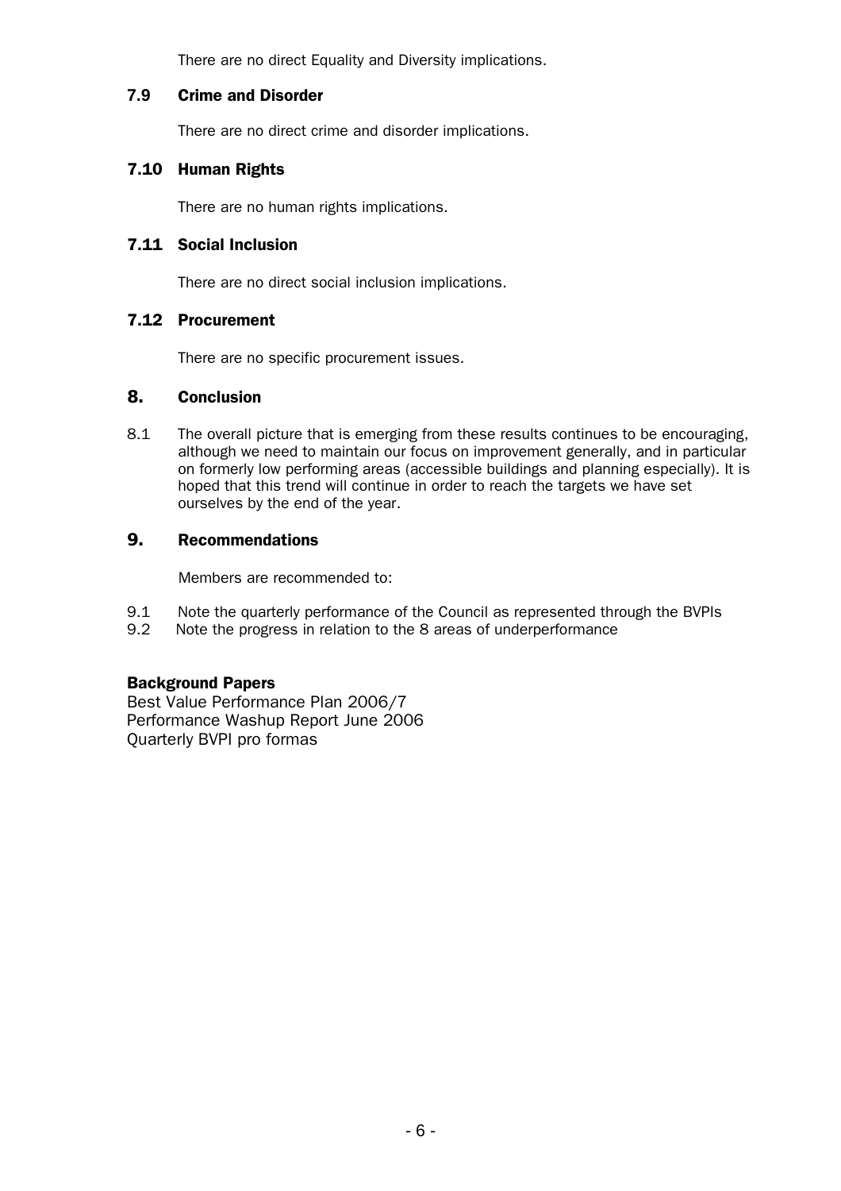There are no direct Equality and Diversity implications.

### 7.9 Crime and Disorder

There are no direct crime and disorder implications.

### 7.10 Human Rights

There are no human rights implications.

### 7.11 Social Inclusion

There are no direct social inclusion implications.

### 7.12 Procurement

There are no specific procurement issues.

## 8. Conclusion

8.1 The overall picture that is emerging from these results continues to be encouraging, although we need to maintain our focus on improvement generally, and in particular on formerly low performing areas (accessible buildings and planning especially). It is hoped that this trend will continue in order to reach the targets we have set ourselves by the end of the year.

## 9. Recommendations

Members are recommended to:

9.1 Note the quarterly performance of the Council as represented through the BVPIs
9.2 Note the progress in relation to the 8 areas of underperformance

**Background Papers**
Best Value Performance Plan 2006/7
Performance Washup Report June 2006
Quarterly BVPI pro formas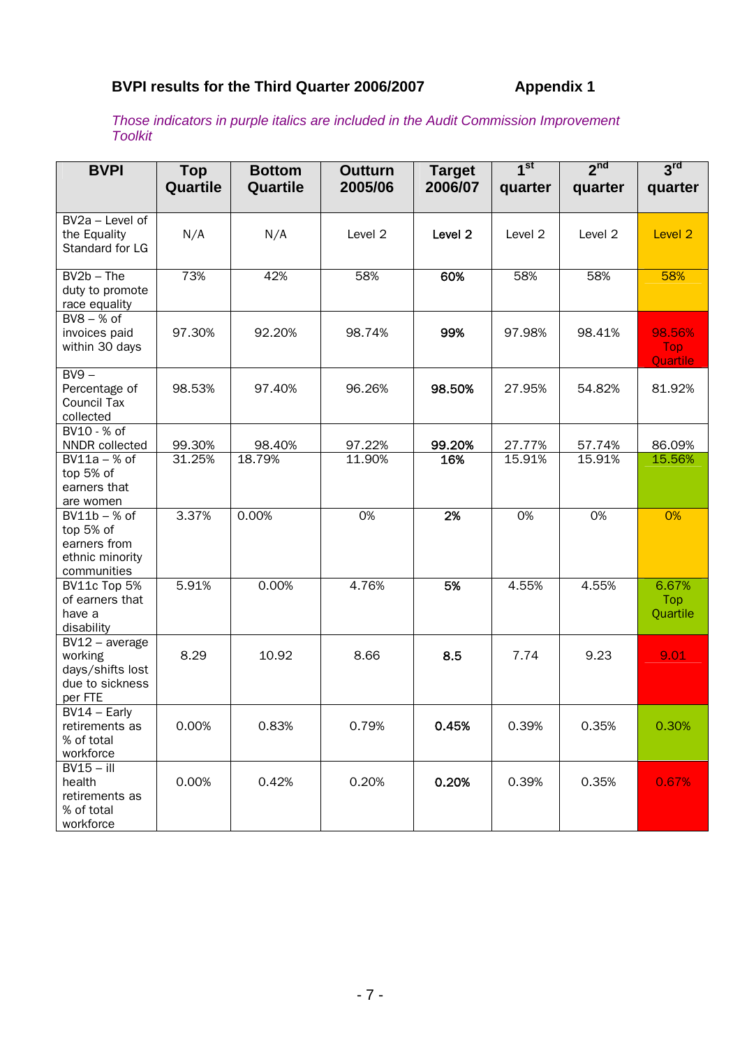## BVPI results for the Third Quarter 2006/2007 Appendix 1

*Those indicators in purple italics are included in the Audit Commission Improvement Toolkit*

| BVPI | Top Quartile | Bottom Quartile | Outturn 2005/06 | Target 2006/07 | 1st quarter | 2nd quarter | 3rd quarter |
|---|---|---|---|---|---|---|---|
| BV2a – Level of the Equality Standard for LG | N/A | N/A | Level 2 | Level 2 | Level 2 | Level 2 | Level 2 |
| BV2b – The duty to promote race equality | 73% | 42% | 58% | 60% | 58% | 58% | 58% |
| BV8 – % of invoices paid within 30 days | 97.30% | 92.20% | 98.74% | 99% | 97.98% | 98.41% | 98.56% Top Quartile |
| BV9 – Percentage of Council Tax collected | 98.53% | 97.40% | 96.26% | 98.50% | 27.95% | 54.82% | 81.92% |
| BV10 - % of NNDR collected | 99.30% | 98.40% | 97.22% | 99.20% | 27.77% | 57.74% | 86.09% |
| BV11a – % of top 5% of earners that are women | 31.25% | 18.79% | 11.90% | 16% | 15.91% | 15.91% | 15.56% |
| BV11b – % of top 5% of earners from ethnic minority communities | 3.37% | 0.00% | 0% | 2% | 0% | 0% | 0% |
| BV11c Top 5% of earners that have a disability | 5.91% | 0.00% | 4.76% | 5% | 4.55% | 4.55% | 6.67% Top Quartile |
| BV12 – average working days/shifts lost due to sickness per FTE | 8.29 | 10.92 | 8.66 | 8.5 | 7.74 | 9.23 | 9.01 |
| BV14 – Early retirements as % of total workforce | 0.00% | 0.83% | 0.79% | 0.45% | 0.39% | 0.35% | 0.30% |
| BV15 – ill health retirements as % of total workforce | 0.00% | 0.42% | 0.20% | 0.20% | 0.39% | 0.35% | 0.67% |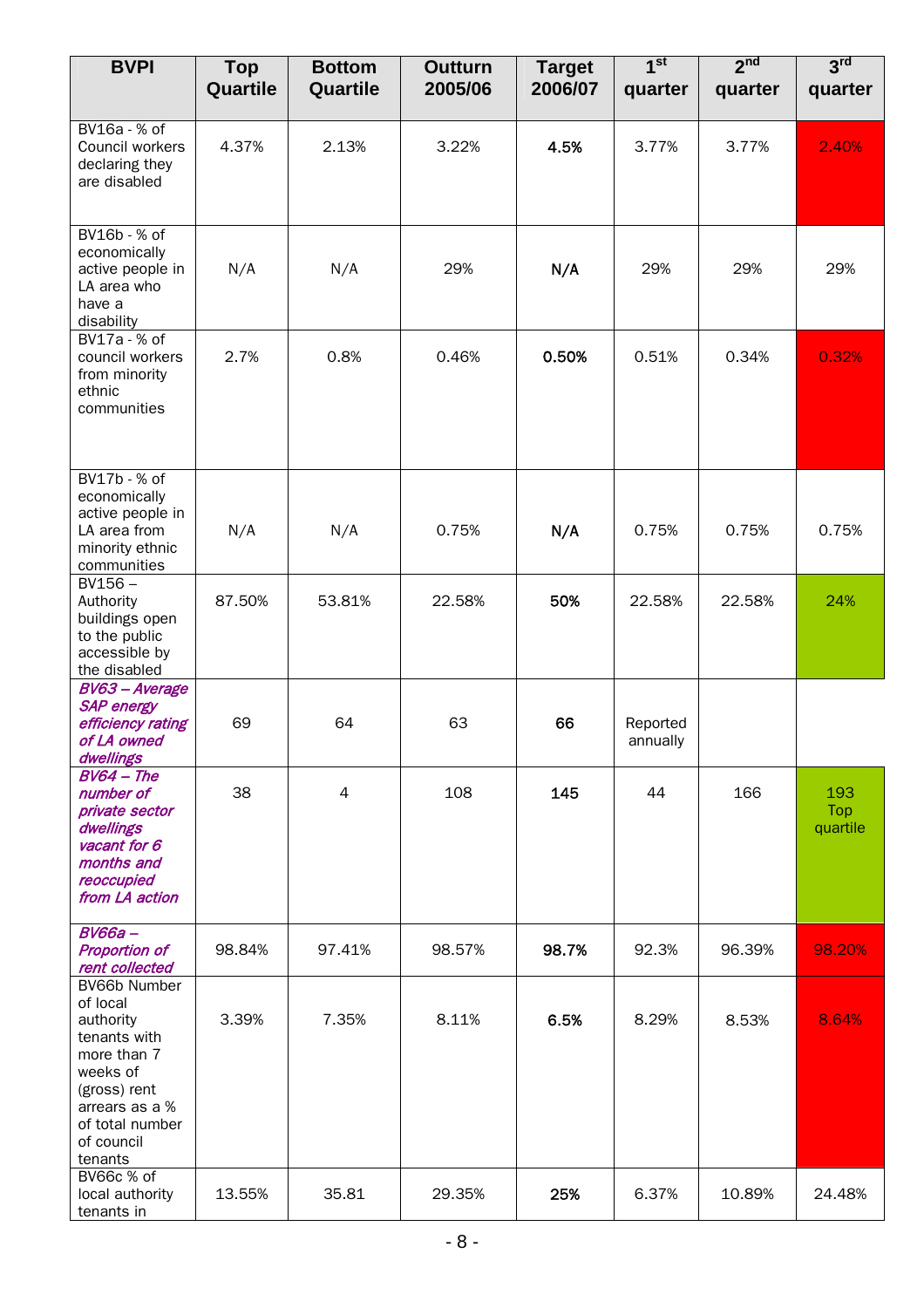| BVPI | Top Quartile | Bottom Quartile | Outturn 2005/06 | Target 2006/07 | 1st quarter | 2nd quarter | 3rd quarter |
|---|---|---|---|---|---|---|---|
| BV16a - % of Council workers declaring they are disabled | 4.37% | 2.13% | 3.22% | **4.5%** | 3.77% | 3.77% | 2.40% |
| BV16b - % of economically active people in LA area who have a disability | N/A | N/A | 29% | **N/A** | 29% | 29% | 29% |
| BV17a - % of council workers from minority ethnic communities | 2.7% | 0.8% | 0.46% | **0.50%** | 0.51% | 0.34% | 0.32% |
| BV17b - % of economically active people in LA area from minority ethnic communities | N/A | N/A | 0.75% | **N/A** | 0.75% | 0.75% | 0.75% |
| BV156 – Authority buildings open to the public accessible by the disabled | 87.50% | 53.81% | 22.58% | **50%** | 22.58% | 22.58% | 24% |
| ***BV63 – Average SAP energy efficiency rating of LA owned dwellings*** | 69 | 64 | 63 | **66** | Reported annually | | |
| ***BV64 – The number of private sector dwellings vacant for 6 months and reoccupied from LA action*** | 38 | 4 | 108 | **145** | 44 | 166 | 193 Top quartile |
| ***BV66a – Proportion of rent collected*** | 98.84% | 97.41% | 98.57% | **98.7%** | 92.3% | 96.39% | 98.20% |
| BV66b Number of local authority tenants with more than 7 weeks of (gross) rent arrears as a % of total number of council tenants | 3.39% | 7.35% | 8.11% | **6.5%** | 8.29% | 8.53% | 8.64% |
| BV66c % of local authority tenants in | 13.55% | 35.81 | 29.35% | **25%** | 6.37% | 10.89% | 24.48% |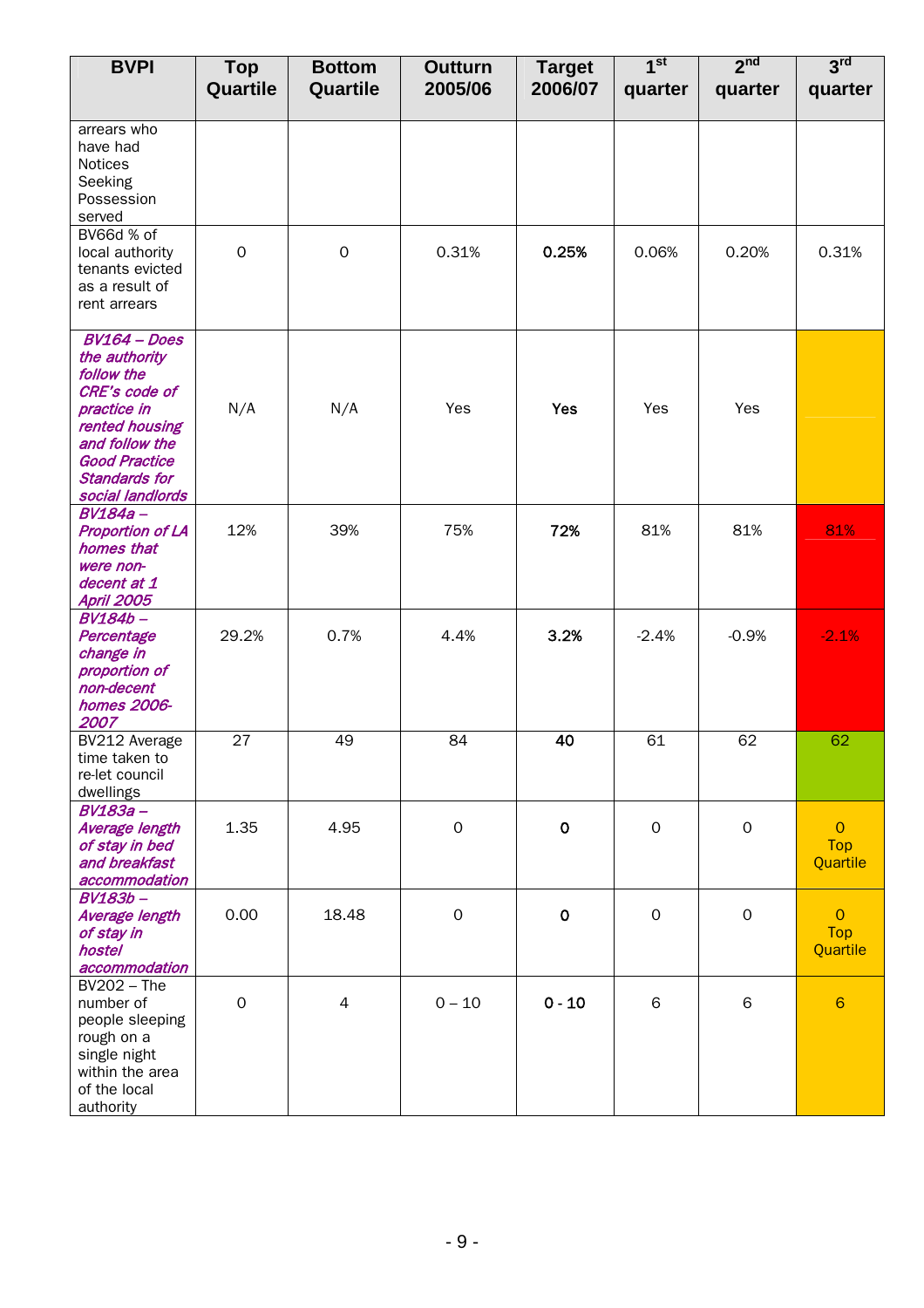| BVPI | Top Quartile | Bottom Quartile | Outturn 2005/06 | Target 2006/07 | 1st quarter | 2nd quarter | 3rd quarter |
|---|---|---|---|---|---|---|---|
| arrears who have had Notices Seeking Possession served | | | | | | | |
| BV66d % of local authority tenants evicted as a result of rent arrears | 0 | 0 | 0.31% | **0.25%** | 0.06% | 0.20% | 0.31% |
| ***BV164 – Does the authority follow the CRE's code of practice in rented housing and follow the Good Practice Standards for social landlords*** | N/A | N/A | Yes | **Yes** | Yes | Yes | |
| ***BV184a – Proportion of LA homes that were non-decent at 1 April 2005*** | 12% | 39% | 75% | **72%** | 81% | 81% | 81% |
| ***BV184b – Percentage change in proportion of non-decent homes 2006-2007*** | 29.2% | 0.7% | 4.4% | **3.2%** | -2.4% | -0.9% | -2.1% |
| BV212 Average time taken to re-let council dwellings | 27 | 49 | 84 | **40** | 61 | 62 | 62 |
| ***BV183a – Average length of stay in bed and breakfast accommodation*** | 1.35 | 4.95 | 0 | **0** | 0 | 0 | 0 Top Quartile |
| ***BV183b – Average length of stay in hostel accommodation*** | 0.00 | 18.48 | 0 | **0** | 0 | 0 | 0 Top Quartile |
| BV202 – The number of people sleeping rough on a single night within the area of the local authority | 0 | 4 | 0 – 10 | **0 - 10** | 6 | 6 | 6 |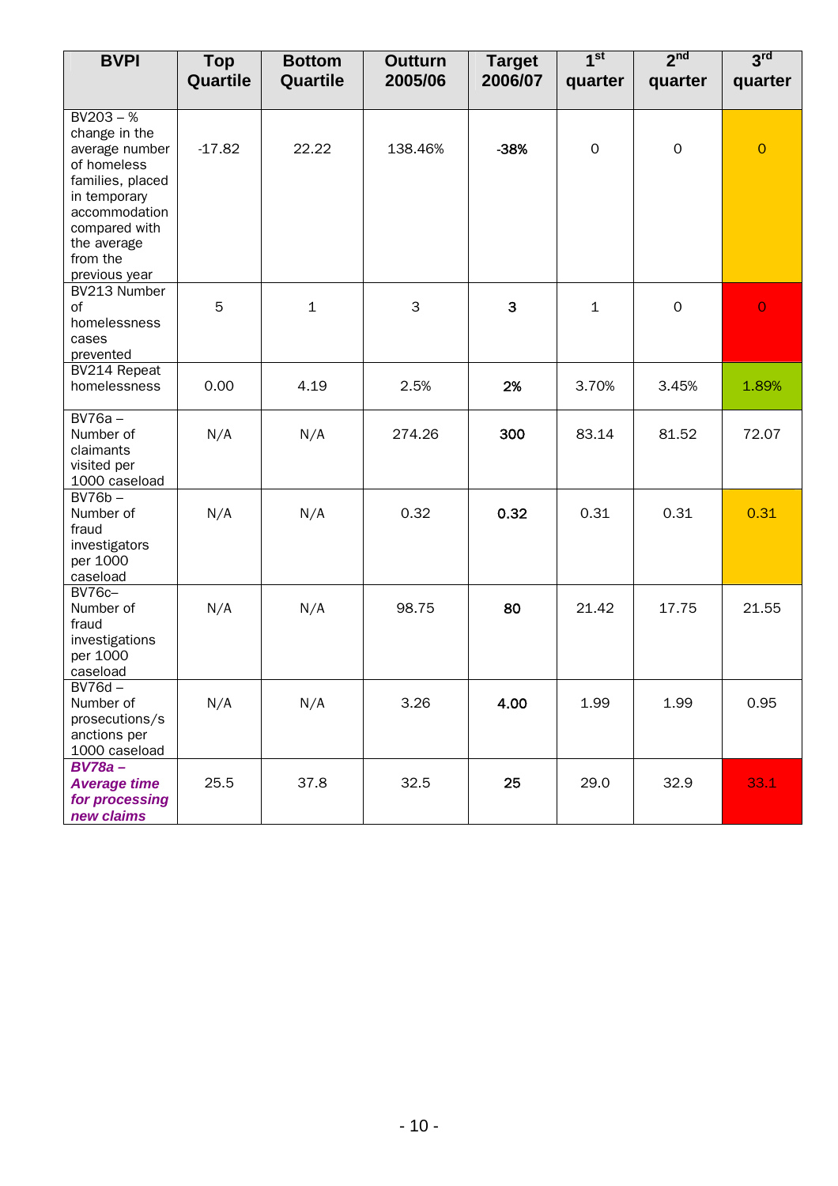| BVPI | Top Quartile | Bottom Quartile | Outturn 2005/06 | Target 2006/07 | 1st quarter | 2nd quarter | 3rd quarter |
|---|---|---|---|---|---|---|---|
| BV203 – % change in the average number of homeless families, placed in temporary accommodation compared with the average from the previous year | -17.82 | 22.22 | 138.46% | -38% | 0 | 0 | 0 |
| BV213 Number of homelessness cases prevented | 5 | 1 | 3 | 3 | 1 | 0 | 0 |
| BV214 Repeat homelessness | 0.00 | 4.19 | 2.5% | 2% | 3.70% | 3.45% | 1.89% |
| BV76a – Number of claimants visited per 1000 caseload | N/A | N/A | 274.26 | 300 | 83.14 | 81.52 | 72.07 |
| BV76b – Number of fraud investigators per 1000 caseload | N/A | N/A | 0.32 | 0.32 | 0.31 | 0.31 | 0.31 |
| BV76c– Number of fraud investigations per 1000 caseload | N/A | N/A | 98.75 | 80 | 21.42 | 17.75 | 21.55 |
| BV76d – Number of prosecutions/sanctions per 1000 caseload | N/A | N/A | 3.26 | 4.00 | 1.99 | 1.99 | 0.95 |
| ***BV78a – Average time for processing new claims*** | 25.5 | 37.8 | 32.5 | 25 | 29.0 | 32.9 | 33.1 |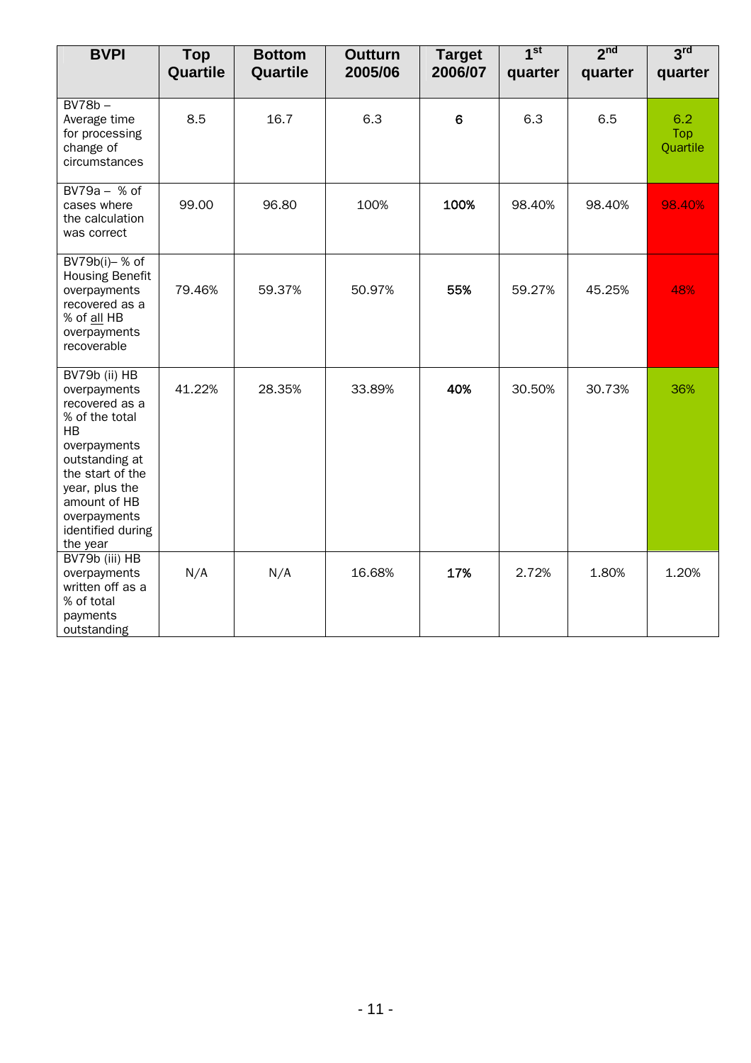| BVPI | Top Quartile | Bottom Quartile | Outturn 2005/06 | Target 2006/07 | 1st quarter | 2nd quarter | 3rd quarter |
|---|---|---|---|---|---|---|---|
| BV78b – Average time for processing change of circumstances | 8.5 | 16.7 | 6.3 | **6** | 6.3 | 6.5 | 6.2 Top Quartile |
| BV79a – % of cases where the calculation was correct | 99.00 | 96.80 | 100% | **100%** | 98.40% | 98.40% | 98.40% |
| BV79b(i)– % of Housing Benefit overpayments recovered as a % of all HB overpayments recoverable | 79.46% | 59.37% | 50.97% | **55%** | 59.27% | 45.25% | 48% |
| BV79b (ii) HB overpayments recovered as a % of the total HB overpayments outstanding at the start of the year, plus the amount of HB overpayments identified during the year | 41.22% | 28.35% | 33.89% | **40%** | 30.50% | 30.73% | 36% |
| BV79b (iii) HB overpayments written off as a % of total payments outstanding | N/A | N/A | 16.68% | **17%** | 2.72% | 1.80% | 1.20% |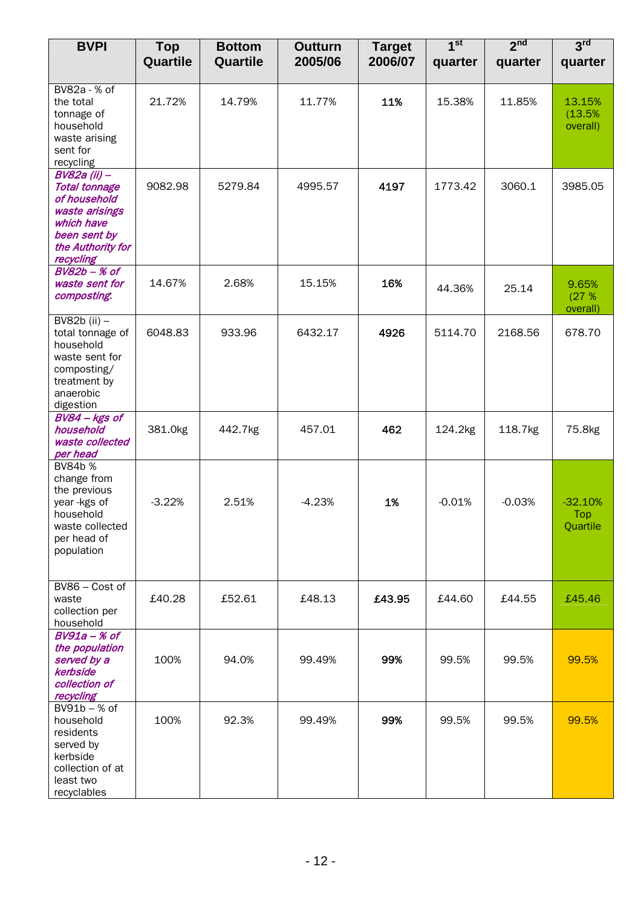| BVPI | Top Quartile | Bottom Quartile | Outturn 2005/06 | Target 2006/07 | 1st quarter | 2nd quarter | 3rd quarter |
|---|---|---|---|---|---|---|---|
| BV82a - % of the total tonnage of household waste arising sent for recycling | 21.72% | 14.79% | 11.77% | **11%** | 15.38% | 11.85% | 13.15% (13.5% overall) |
| *BV82a (ii) – Total tonnage of household waste arisings which have been sent by the Authority for recycling* | 9082.98 | 5279.84 | 4995.57 | **4197** | 1773.42 | 3060.1 | 3985.05 |
| *BV82b – % of waste sent for composting*: | 14.67% | 2.68% | 15.15% | **16%** | 44.36% | 25.14 | 9.65% (27 % overall) |
| BV82b (ii) – total tonnage of household waste sent for composting/ treatment by anaerobic digestion | 6048.83 | 933.96 | 6432.17 | **4926** | 5114.70 | 2168.56 | 678.70 |
| *BV84 – kgs of household waste collected per head* | 381.0kg | 442.7kg | 457.01 | **462** | 124.2kg | 118.7kg | 75.8kg |
| BV84b % change from the previous year -kgs of household waste collected per head of population | -3.22% | 2.51% | -4.23% | **1%** | -0.01% | -0.03% | -32.10% Top Quartile |
| BV86 – Cost of waste collection per household | £40.28 | £52.61 | £48.13 | **£43.95** | £44.60 | £44.55 | £45.46 |
| *BV91a – % of the population served by a kerbside collection of recycling* | 100% | 94.0% | 99.49% | **99%** | 99.5% | 99.5% | 99.5% |
| BV91b – % of household residents served by kerbside collection of at least two recyclables | 100% | 92.3% | 99.49% | **99%** | 99.5% | 99.5% | 99.5% |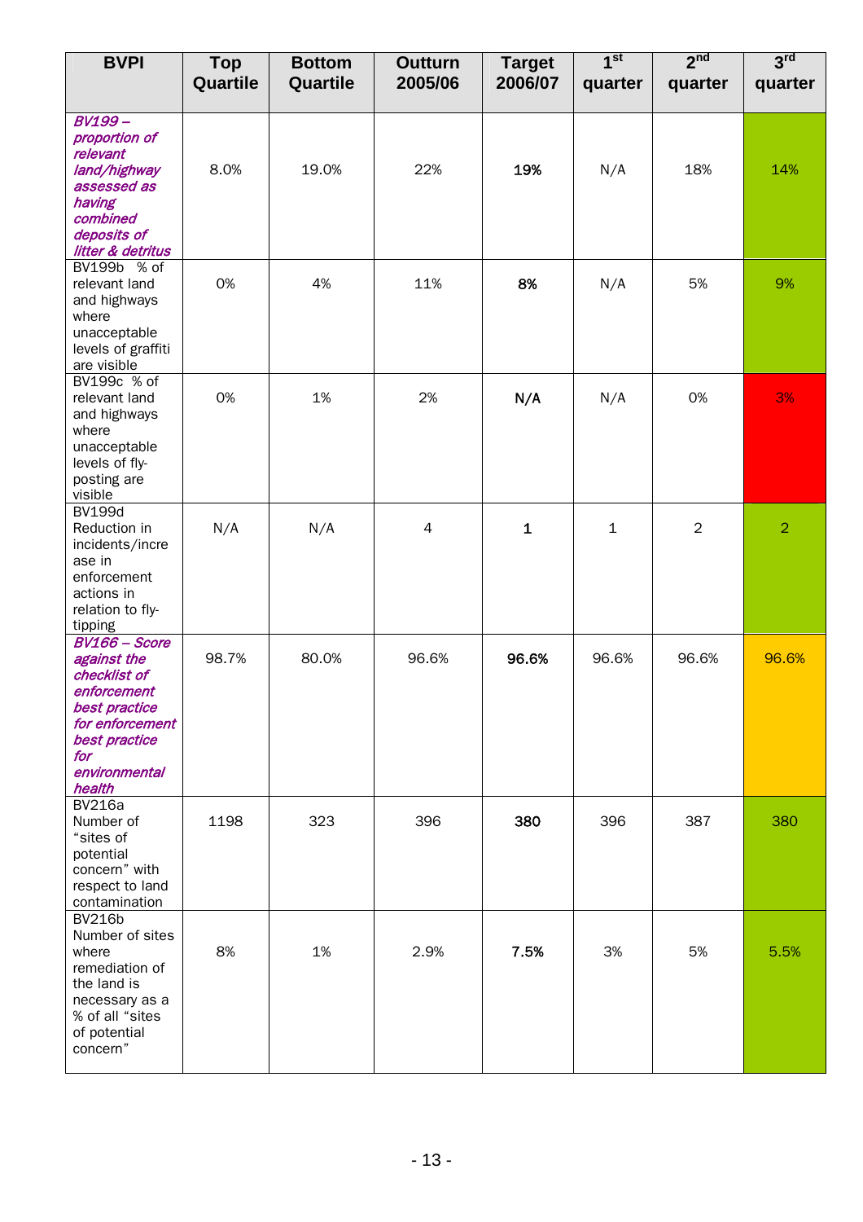| BVPI | Top Quartile | Bottom Quartile | Outturn 2005/06 | Target 2006/07 | 1st quarter | 2nd quarter | 3rd quarter |
|---|---|---|---|---|---|---|---|
| ***BV199 – proportion of relevant land/highway assessed as having combined deposits of litter & detritus*** | 8.0% | 19.0% | 22% | **19%** | N/A | 18% | 14% |
| BV199b % of relevant land and highways where unacceptable levels of graffiti are visible | 0% | 4% | 11% | **8%** | N/A | 5% | 9% |
| BV199c % of relevant land and highways where unacceptable levels of fly-posting are visible | 0% | 1% | 2% | **N/A** | N/A | 0% | 3% |
| BV199d Reduction in incidents/increase in enforcement actions in relation to fly-tipping | N/A | N/A | 4 | **1** | 1 | 2 | 2 |
| ***BV166 – Score against the checklist of enforcement best practice for enforcement best practice for environmental health*** | 98.7% | 80.0% | 96.6% | **96.6%** | 96.6% | 96.6% | 96.6% |
| BV216a Number of "sites of potential concern" with respect to land contamination | 1198 | 323 | 396 | **380** | 396 | 387 | 380 |
| BV216b Number of sites where remediation of the land is necessary as a % of all "sites of potential concern" | 8% | 1% | 2.9% | **7.5%** | 3% | 5% | 5.5% |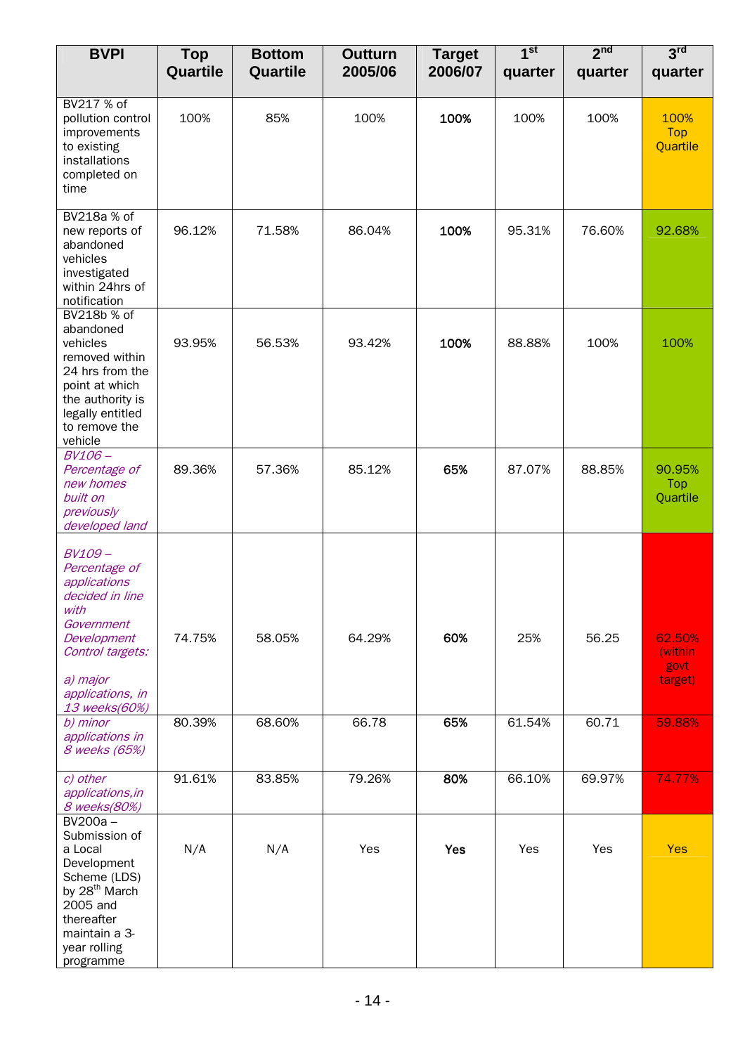| BVPI | Top Quartile | Bottom Quartile | Outturn 2005/06 | Target 2006/07 | 1st quarter | 2nd quarter | 3rd quarter |
|---|---|---|---|---|---|---|---|
| BV217 % of pollution control improvements to existing installations completed on time | 100% | 85% | 100% | 100% | 100% | 100% | 100% Top Quartile |
| BV218a % of new reports of abandoned vehicles investigated within 24hrs of notification | 96.12% | 71.58% | 86.04% | 100% | 95.31% | 76.60% | 92.68% |
| BV218b % of abandoned vehicles removed within 24 hrs from the point at which the authority is legally entitled to remove the vehicle | 93.95% | 56.53% | 93.42% | 100% | 88.88% | 100% | 100% |
| *BV106 – Percentage of new homes built on previously developed land* | 89.36% | 57.36% | 85.12% | 65% | 87.07% | 88.85% | 90.95% Top Quartile |
| *BV109 – Percentage of applications decided in line with Government Development Control targets:* *a) major applications, in 13 weeks(60%)* | 74.75% | 58.05% | 64.29% | 60% | 25% | 56.25 | 62.50% (within govt target) |
| *b) minor applications in 8 weeks (65%)* | 80.39% | 68.60% | 66.78 | 65% | 61.54% | 60.71 | 59.88% |
| *c) other applications,in 8 weeks(80%)* | 91.61% | 83.85% | 79.26% | 80% | 66.10% | 69.97% | 74.77% |
| BV200a – Submission of a Local Development Scheme (LDS) by 28th March 2005 and thereafter maintain a 3-year rolling programme | N/A | N/A | Yes | Yes | Yes | Yes | Yes |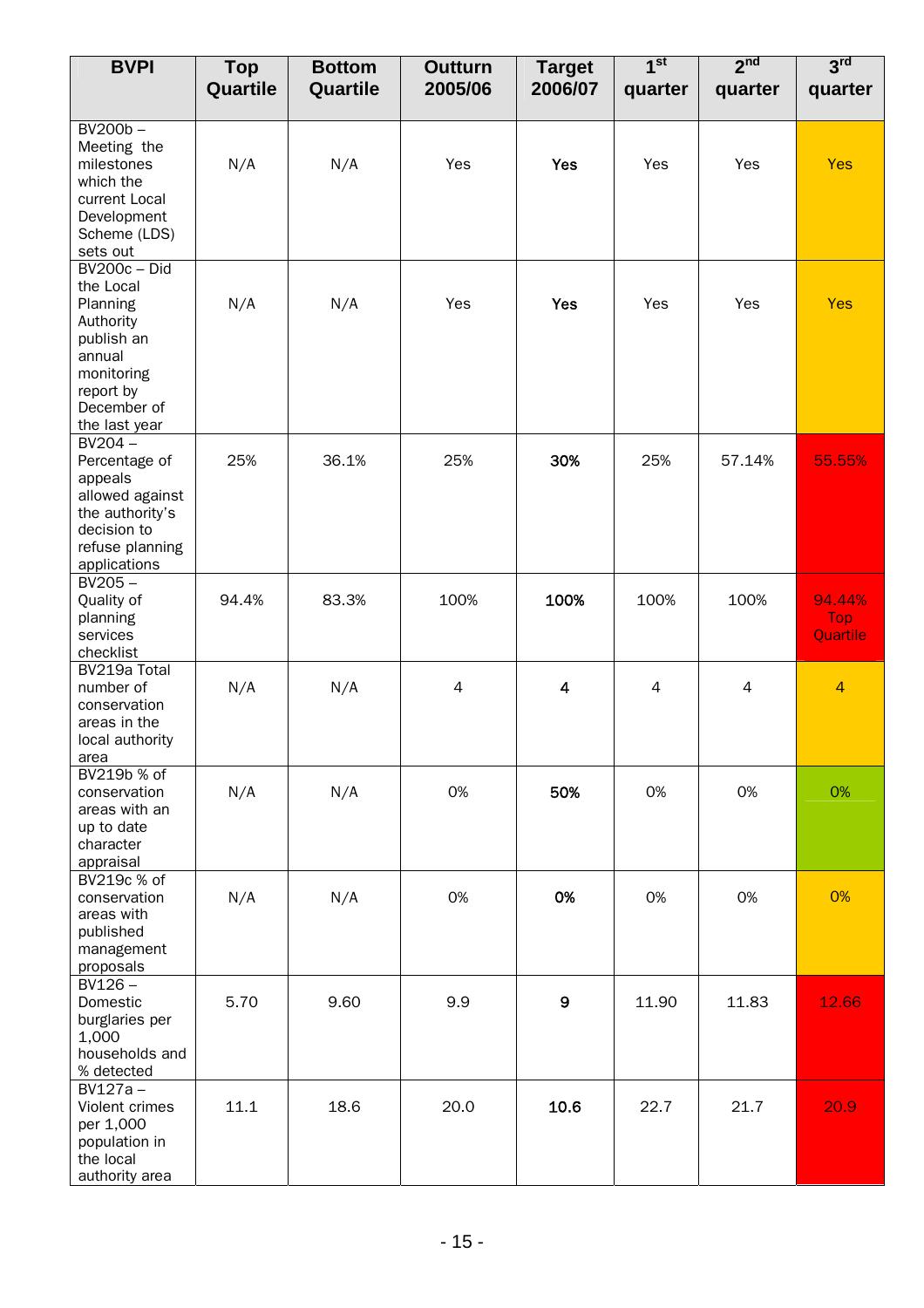| BVPI | Top Quartile | Bottom Quartile | Outturn 2005/06 | Target 2006/07 | 1st quarter | 2nd quarter | 3rd quarter |
|---|---|---|---|---|---|---|---|
| BV200b – Meeting the milestones which the current Local Development Scheme (LDS) sets out | N/A | N/A | Yes | **Yes** | Yes | Yes | Yes |
| BV200c – Did the Local Planning Authority publish an annual monitoring report by December of the last year | N/A | N/A | Yes | **Yes** | Yes | Yes | Yes |
| BV204 – Percentage of appeals allowed against the authority's decision to refuse planning applications | 25% | 36.1% | 25% | **30%** | 25% | 57.14% | 55.55% |
| BV205 – Quality of planning services checklist | 94.4% | 83.3% | 100% | **100%** | 100% | 100% | 94.44% Top Quartile |
| BV219a Total number of conservation areas in the local authority area | N/A | N/A | 4 | **4** | 4 | 4 | 4 |
| BV219b % of conservation areas with an up to date character appraisal | N/A | N/A | 0% | **50%** | 0% | 0% | 0% |
| BV219c % of conservation areas with published management proposals | N/A | N/A | 0% | **0%** | 0% | 0% | 0% |
| BV126 – Domestic burglaries per 1,000 households and % detected | 5.70 | 9.60 | 9.9 | **9** | 11.90 | 11.83 | 12.66 |
| BV127a – Violent crimes per 1,000 population in the local authority area | 11.1 | 18.6 | 20.0 | **10.6** | 22.7 | 21.7 | 20.9 |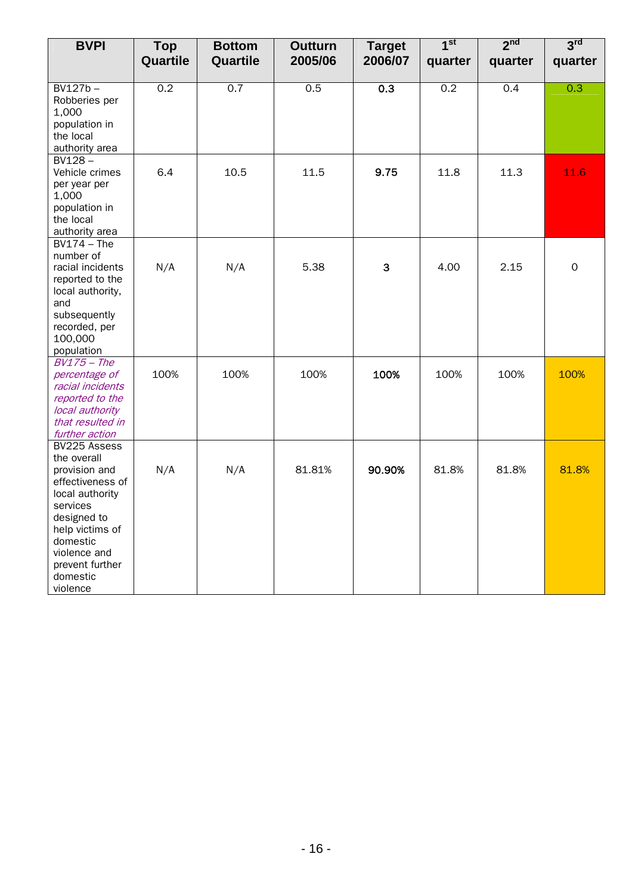| BVPI | Top Quartile | Bottom Quartile | Outturn 2005/06 | Target 2006/07 | 1st quarter | 2nd quarter | 3rd quarter |
|---|---|---|---|---|---|---|---|
| BV127b – Robberies per 1,000 population in the local authority area | 0.2 | 0.7 | 0.5 | **0.3** | 0.2 | 0.4 | 0.3 |
| BV128 – Vehicle crimes per year per 1,000 population in the local authority area | 6.4 | 10.5 | 11.5 | **9.75** | 11.8 | 11.3 | 11.6 |
| BV174 – The number of racial incidents reported to the local authority, and subsequently recorded, per 100,000 population | N/A | N/A | 5.38 | **3** | 4.00 | 2.15 | 0 |
| *BV175 – The percentage of racial incidents reported to the local authority that resulted in further action* | 100% | 100% | 100% | **100%** | 100% | 100% | 100% |
| BV225 Assess the overall provision and effectiveness of local authority services designed to help victims of domestic violence and prevent further domestic violence | N/A | N/A | 81.81% | **90.90%** | 81.8% | 81.8% | 81.8% |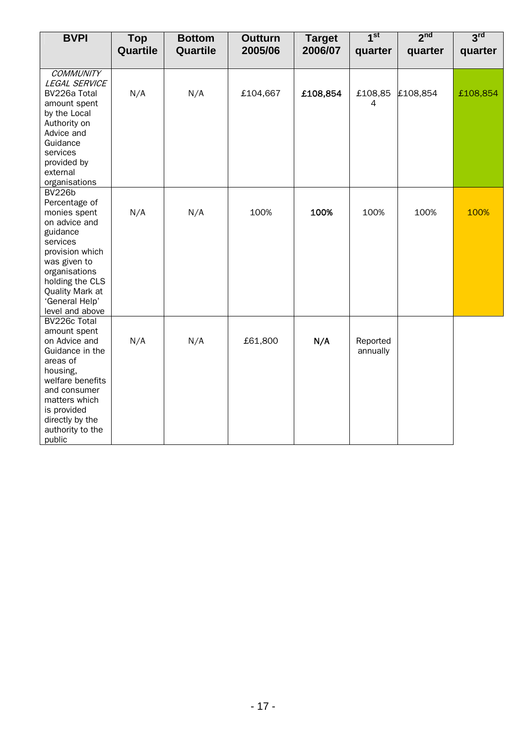| BVPI | Top Quartile | Bottom Quartile | Outturn 2005/06 | Target 2006/07 | 1st quarter | 2nd quarter | 3rd quarter |
|---|---|---|---|---|---|---|---|
| *COMMUNITY LEGAL SERVICE* BV226a Total amount spent by the Local Authority on Advice and Guidance services provided by external organisations | N/A | N/A | £104,667 | £108,854 | £108,854 | £108,854 | £108,854 |
| BV226b Percentage of monies spent on advice and guidance services provision which was given to organisations holding the CLS Quality Mark at 'General Help' level and above | N/A | N/A | 100% | 100% | 100% | 100% | 100% |
| BV226c Total amount spent on Advice and Guidance in the areas of housing, welfare benefits and consumer matters which is provided directly by the authority to the public | N/A | N/A | £61,800 | N/A | Reported annually | | |